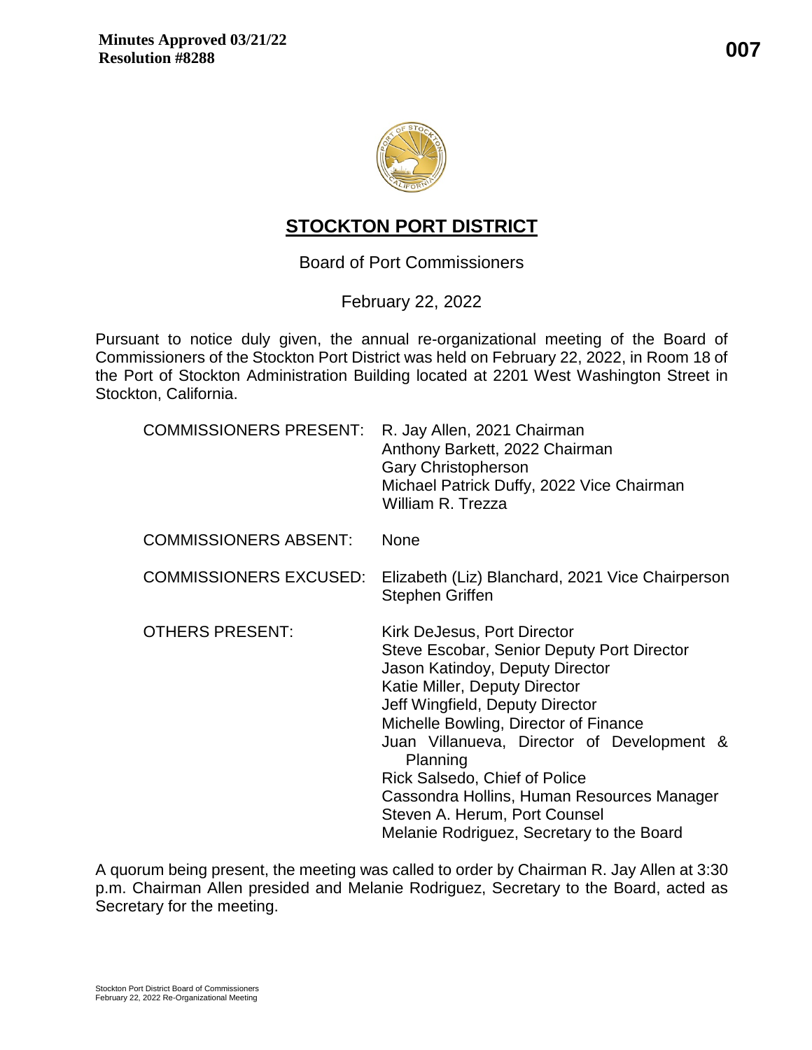**Minutes Approved 03/21/22**
**Resolution #8288**

**007**

# STOCKTON PORT DISTRICT

Board of Port Commissioners

February 22, 2022

Pursuant to notice duly given, the annual re-organizational meeting of the Board of Commissioners of the Stockton Port District was held on February 22, 2022, in Room 18 of the Port of Stockton Administration Building located at 2201 West Washington Street in Stockton, California.

| | |
|---|---|
| COMMISSIONERS PRESENT: | R. Jay Allen, 2021 Chairman<br>Anthony Barkett, 2022 Chairman<br>Gary Christopherson<br>Michael Patrick Duffy, 2022 Vice Chairman<br>William R. Trezza |
| COMMISSIONERS ABSENT: | None |
| COMMISSIONERS EXCUSED: | Elizabeth (Liz) Blanchard, 2021 Vice Chairperson<br>Stephen Griffen |
| OTHERS PRESENT: | Kirk DeJesus, Port Director<br>Steve Escobar, Senior Deputy Port Director<br>Jason Katindoy, Deputy Director<br>Katie Miller, Deputy Director<br>Jeff Wingfield, Deputy Director<br>Michelle Bowling, Director of Finance<br>Juan Villanueva, Director of Development & Planning<br>Rick Salsedo, Chief of Police<br>Cassondra Hollins, Human Resources Manager<br>Steven A. Herum, Port Counsel<br>Melanie Rodriguez, Secretary to the Board |

A quorum being present, the meeting was called to order by Chairman R. Jay Allen at 3:30 p.m. Chairman Allen presided and Melanie Rodriguez, Secretary to the Board, acted as Secretary for the meeting.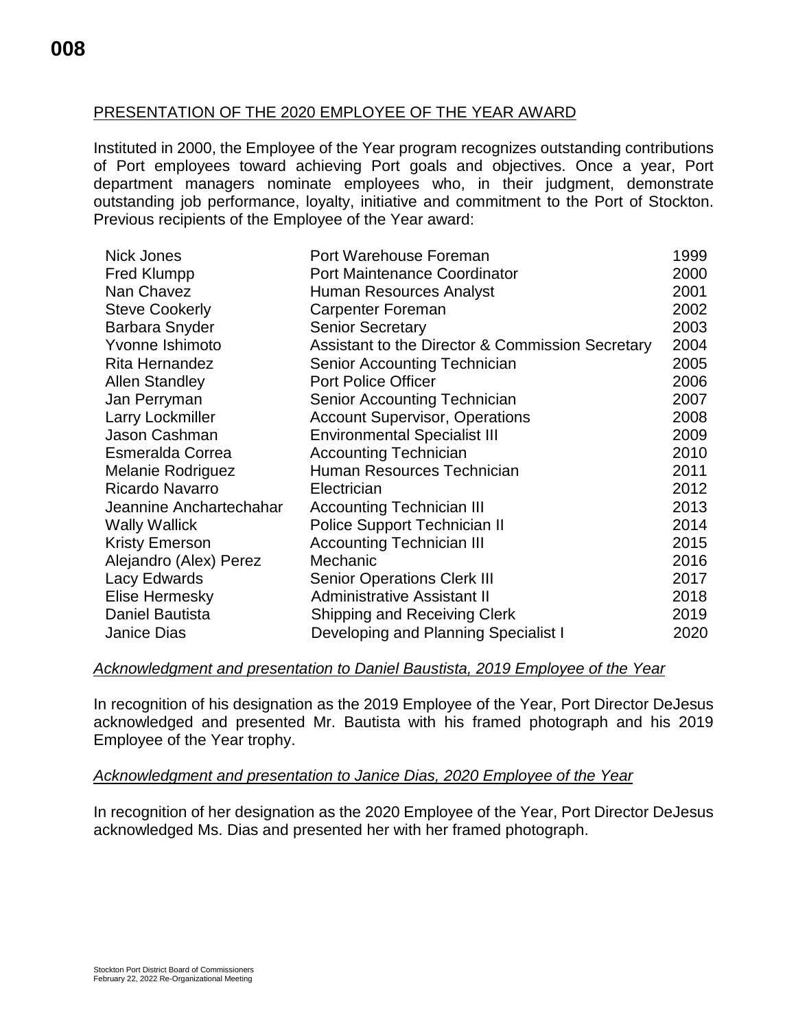**008**

## PRESENTATION OF THE 2020 EMPLOYEE OF THE YEAR AWARD

Instituted in 2000, the Employee of the Year program recognizes outstanding contributions of Port employees toward achieving Port goals and objectives. Once a year, Port department managers nominate employees who, in their judgment, demonstrate outstanding job performance, loyalty, initiative and commitment to the Port of Stockton. Previous recipients of the Employee of the Year award:

| Name | Title | Year |
|---|---|---|
| Nick Jones | Port Warehouse Foreman | 1999 |
| Fred Klumpp | Port Maintenance Coordinator | 2000 |
| Nan Chavez | Human Resources Analyst | 2001 |
| Steve Cookerly | Carpenter Foreman | 2002 |
| Barbara Snyder | Senior Secretary | 2003 |
| Yvonne Ishimoto | Assistant to the Director & Commission Secretary | 2004 |
| Rita Hernandez | Senior Accounting Technician | 2005 |
| Allen Standley | Port Police Officer | 2006 |
| Jan Perryman | Senior Accounting Technician | 2007 |
| Larry Lockmiller | Account Supervisor, Operations | 2008 |
| Jason Cashman | Environmental Specialist III | 2009 |
| Esmeralda Correa | Accounting Technician | 2010 |
| Melanie Rodriguez | Human Resources Technician | 2011 |
| Ricardo Navarro | Electrician | 2012 |
| Jeannine Anchartechahar | Accounting Technician III | 2013 |
| Wally Wallick | Police Support Technician II | 2014 |
| Kristy Emerson | Accounting Technician III | 2015 |
| Alejandro (Alex) Perez | Mechanic | 2016 |
| Lacy Edwards | Senior Operations Clerk III | 2017 |
| Elise Hermesky | Administrative Assistant II | 2018 |
| Daniel Bautista | Shipping and Receiving Clerk | 2019 |
| Janice Dias | Developing and Planning Specialist I | 2020 |

*Acknowledgment and presentation to Daniel Baustista, 2019 Employee of the Year*

In recognition of his designation as the 2019 Employee of the Year, Port Director DeJesus acknowledged and presented Mr. Bautista with his framed photograph and his 2019 Employee of the Year trophy.

*Acknowledgment and presentation to Janice Dias, 2020 Employee of the Year*

In recognition of her designation as the 2020 Employee of the Year, Port Director DeJesus acknowledged Ms. Dias and presented her with her framed photograph.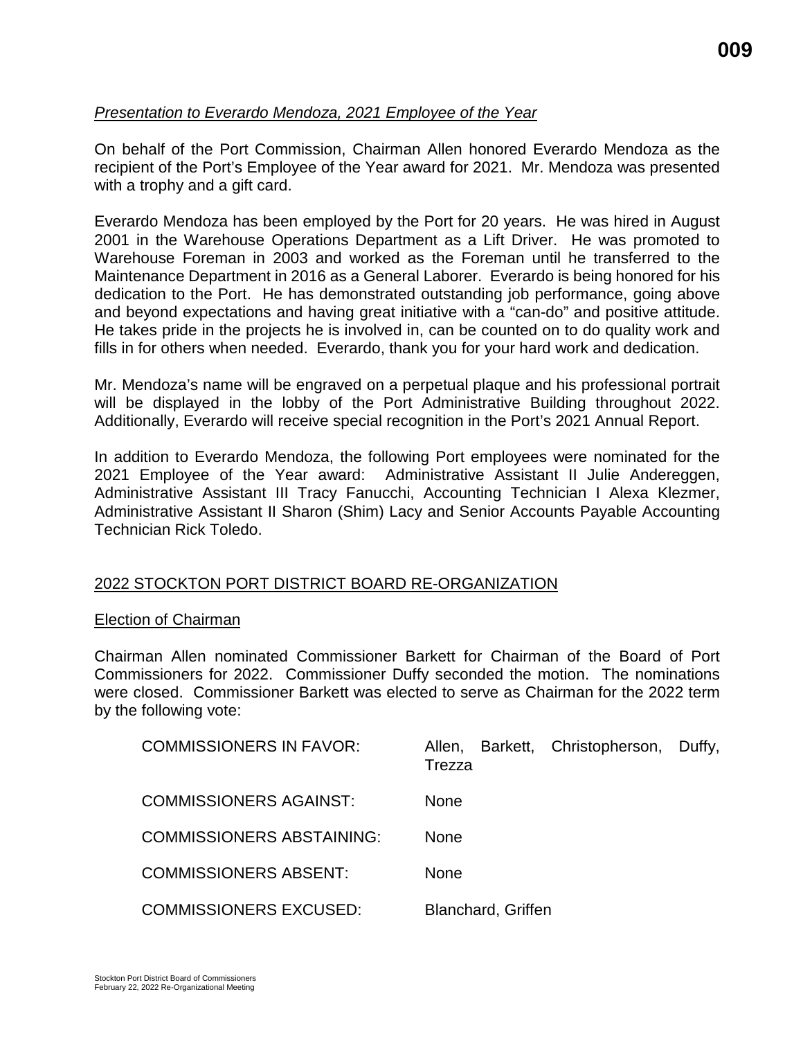*Presentation to Everardo Mendoza, 2021 Employee of the Year*

On behalf of the Port Commission, Chairman Allen honored Everardo Mendoza as the recipient of the Port's Employee of the Year award for 2021. Mr. Mendoza was presented with a trophy and a gift card.

Everardo Mendoza has been employed by the Port for 20 years. He was hired in August 2001 in the Warehouse Operations Department as a Lift Driver. He was promoted to Warehouse Foreman in 2003 and worked as the Foreman until he transferred to the Maintenance Department in 2016 as a General Laborer. Everardo is being honored for his dedication to the Port. He has demonstrated outstanding job performance, going above and beyond expectations and having great initiative with a "can-do" and positive attitude. He takes pride in the projects he is involved in, can be counted on to do quality work and fills in for others when needed. Everardo, thank you for your hard work and dedication.

Mr. Mendoza's name will be engraved on a perpetual plaque and his professional portrait will be displayed in the lobby of the Port Administrative Building throughout 2022. Additionally, Everardo will receive special recognition in the Port's 2021 Annual Report.

In addition to Everardo Mendoza, the following Port employees were nominated for the 2021 Employee of the Year award: Administrative Assistant II Julie Andereggen, Administrative Assistant III Tracy Fanucchi, Accounting Technician I Alexa Klezmer, Administrative Assistant II Sharon (Shim) Lacy and Senior Accounts Payable Accounting Technician Rick Toledo.

## 2022 STOCKTON PORT DISTRICT BOARD RE-ORGANIZATION

### Election of Chairman

Chairman Allen nominated Commissioner Barkett for Chairman of the Board of Port Commissioners for 2022. Commissioner Duffy seconded the motion. The nominations were closed. Commissioner Barkett was elected to serve as Chairman for the 2022 term by the following vote:

| | |
|---|---|
| COMMISSIONERS IN FAVOR: | Allen, Barkett, Christopherson, Duffy, Trezza |
| COMMISSIONERS AGAINST: | None |
| COMMISSIONERS ABSTAINING: | None |
| COMMISSIONERS ABSENT: | None |
| COMMISSIONERS EXCUSED: | Blanchard, Griffen |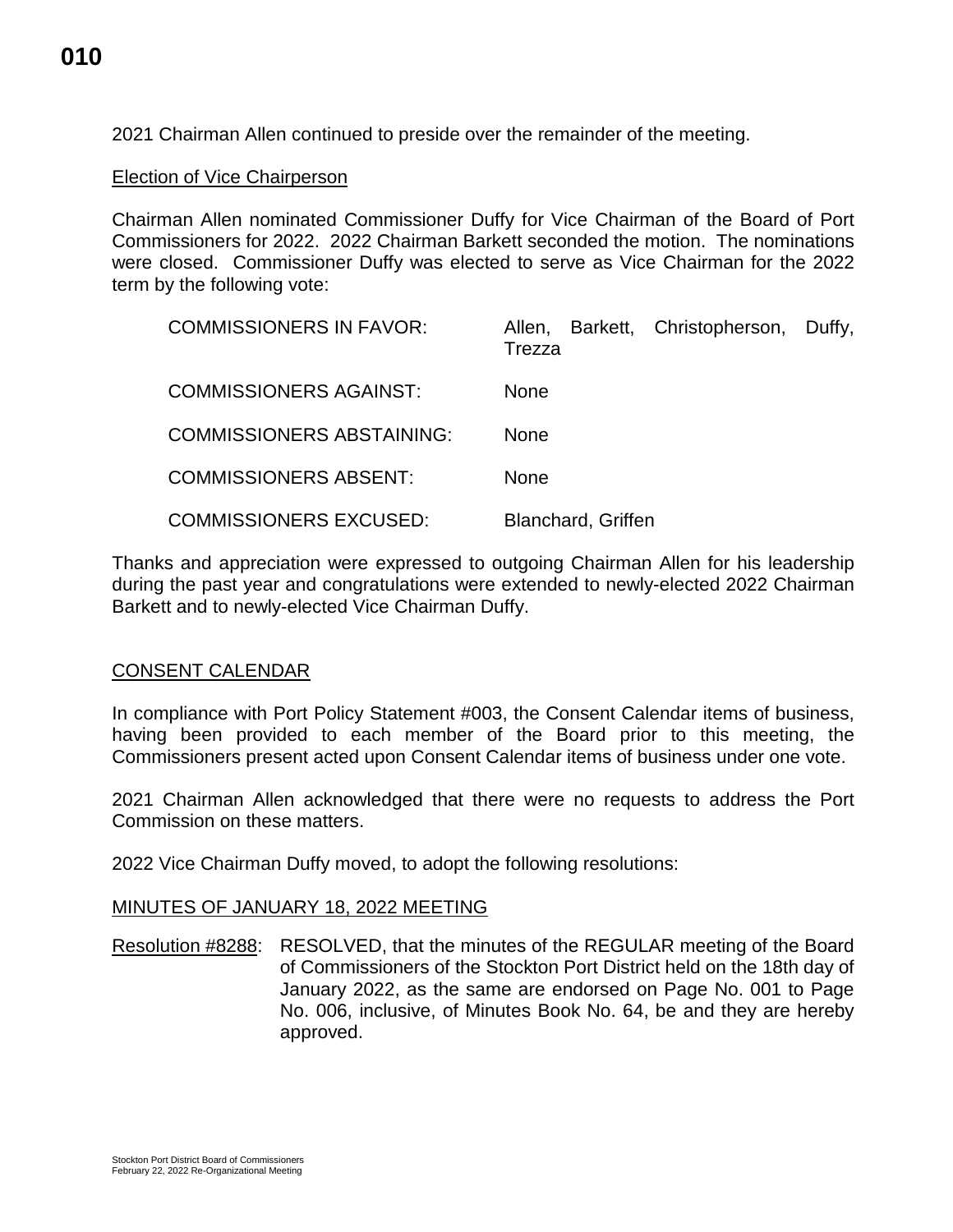2021 Chairman Allen continued to preside over the remainder of the meeting.

Election of Vice Chairperson

Chairman Allen nominated Commissioner Duffy for Vice Chairman of the Board of Port Commissioners for 2022. 2022 Chairman Barkett seconded the motion. The nominations were closed. Commissioner Duffy was elected to serve as Vice Chairman for the 2022 term by the following vote:

| | |
|---|---|
| COMMISSIONERS IN FAVOR: | Allen, Barkett, Christopherson, Duffy, Trezza |
| COMMISSIONERS AGAINST: | None |
| COMMISSIONERS ABSTAINING: | None |
| COMMISSIONERS ABSENT: | None |
| COMMISSIONERS EXCUSED: | Blanchard, Griffen |

Thanks and appreciation were expressed to outgoing Chairman Allen for his leadership during the past year and congratulations were extended to newly-elected 2022 Chairman Barkett and to newly-elected Vice Chairman Duffy.

CONSENT CALENDAR

In compliance with Port Policy Statement #003, the Consent Calendar items of business, having been provided to each member of the Board prior to this meeting, the Commissioners present acted upon Consent Calendar items of business under one vote.

2021 Chairman Allen acknowledged that there were no requests to address the Port Commission on these matters.

2022 Vice Chairman Duffy moved, to adopt the following resolutions:

MINUTES OF JANUARY 18, 2022 MEETING

Resolution #8288: RESOLVED, that the minutes of the REGULAR meeting of the Board of Commissioners of the Stockton Port District held on the 18th day of January 2022, as the same are endorsed on Page No. 001 to Page No. 006, inclusive, of Minutes Book No. 64, be and they are hereby approved.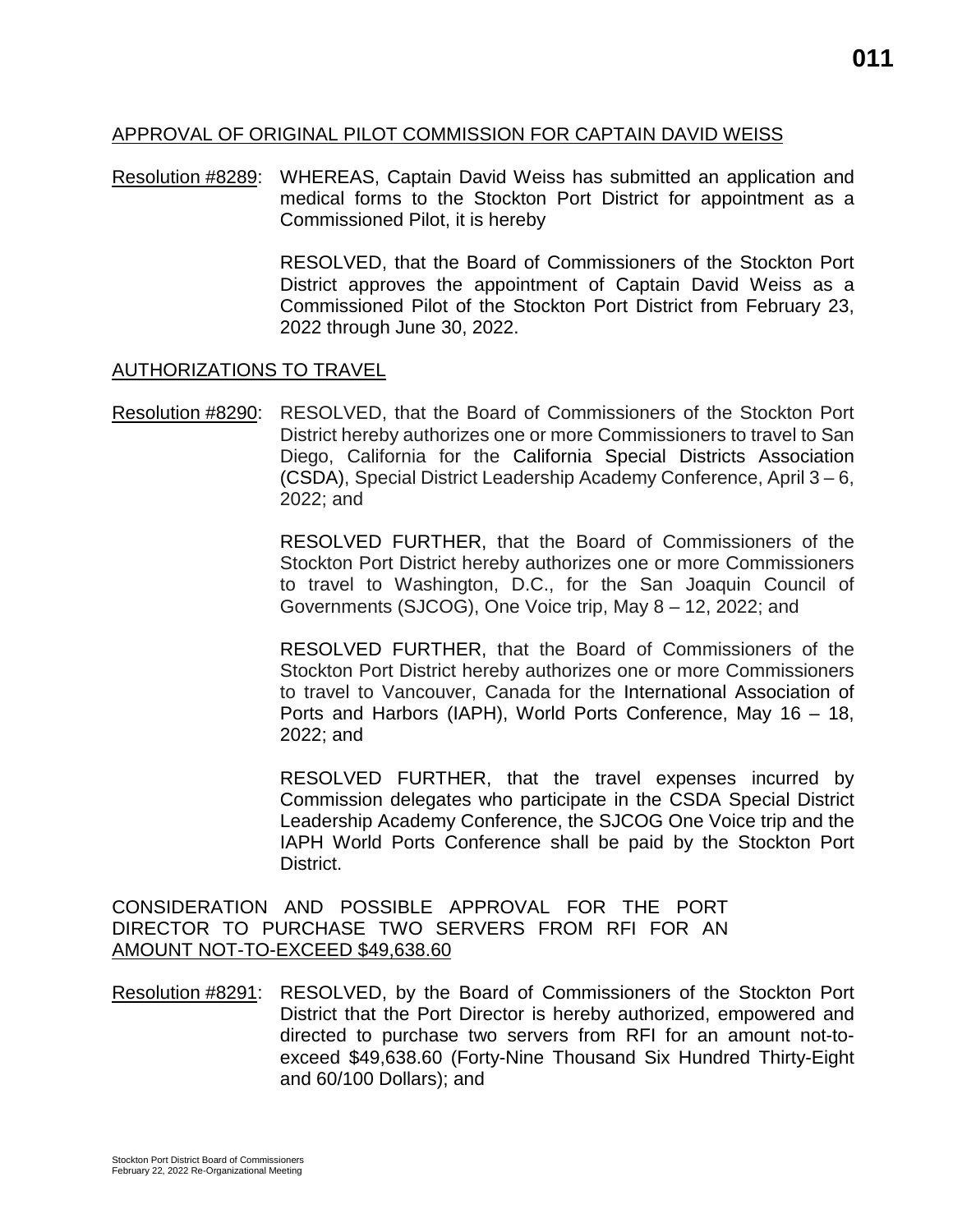## APPROVAL OF ORIGINAL PILOT COMMISSION FOR CAPTAIN DAVID WEISS

Resolution #8289: WHEREAS, Captain David Weiss has submitted an application and medical forms to the Stockton Port District for appointment as a Commissioned Pilot, it is hereby

RESOLVED, that the Board of Commissioners of the Stockton Port District approves the appointment of Captain David Weiss as a Commissioned Pilot of the Stockton Port District from February 23, 2022 through June 30, 2022.

## AUTHORIZATIONS TO TRAVEL

Resolution #8290: RESOLVED, that the Board of Commissioners of the Stockton Port District hereby authorizes one or more Commissioners to travel to San Diego, California for the California Special Districts Association (CSDA), Special District Leadership Academy Conference, April 3 – 6, 2022; and

RESOLVED FURTHER, that the Board of Commissioners of the Stockton Port District hereby authorizes one or more Commissioners to travel to Washington, D.C., for the San Joaquin Council of Governments (SJCOG), One Voice trip, May 8 – 12, 2022; and

RESOLVED FURTHER, that the Board of Commissioners of the Stockton Port District hereby authorizes one or more Commissioners to travel to Vancouver, Canada for the International Association of Ports and Harbors (IAPH), World Ports Conference, May 16 – 18, 2022; and

RESOLVED FURTHER, that the travel expenses incurred by Commission delegates who participate in the CSDA Special District Leadership Academy Conference, the SJCOG One Voice trip and the IAPH World Ports Conference shall be paid by the Stockton Port District.

## CONSIDERATION AND POSSIBLE APPROVAL FOR THE PORT DIRECTOR TO PURCHASE TWO SERVERS FROM RFI FOR AN AMOUNT NOT-TO-EXCEED $49,638.60

Resolution #8291: RESOLVED, by the Board of Commissioners of the Stockton Port District that the Port Director is hereby authorized, empowered and directed to purchase two servers from RFI for an amount not-to-exceed $49,638.60 (Forty-Nine Thousand Six Hundred Thirty-Eight and 60/100 Dollars); and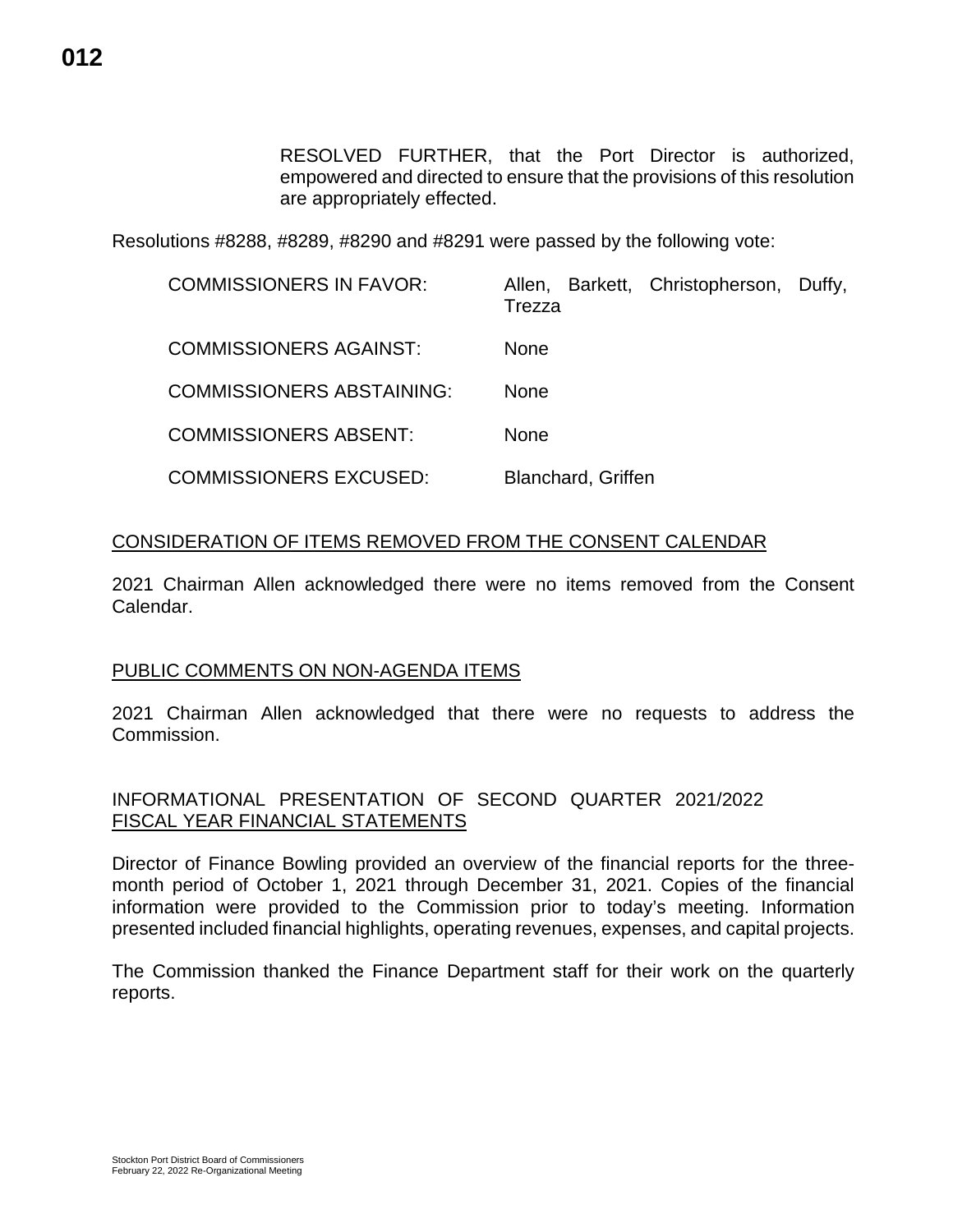RESOLVED FURTHER, that the Port Director is authorized, empowered and directed to ensure that the provisions of this resolution are appropriately effected.

Resolutions #8288, #8289, #8290 and #8291 were passed by the following vote:

| | |
|---|---|
| COMMISSIONERS IN FAVOR: | Allen, Barkett, Christopherson, Duffy, Trezza |
| COMMISSIONERS AGAINST: | None |
| COMMISSIONERS ABSTAINING: | None |
| COMMISSIONERS ABSENT: | None |
| COMMISSIONERS EXCUSED: | Blanchard, Griffen |

## CONSIDERATION OF ITEMS REMOVED FROM THE CONSENT CALENDAR

2021 Chairman Allen acknowledged there were no items removed from the Consent Calendar.

## PUBLIC COMMENTS ON NON-AGENDA ITEMS

2021 Chairman Allen acknowledged that there were no requests to address the Commission.

## INFORMATIONAL PRESENTATION OF SECOND QUARTER 2021/2022 FISCAL YEAR FINANCIAL STATEMENTS

Director of Finance Bowling provided an overview of the financial reports for the three-month period of October 1, 2021 through December 31, 2021. Copies of the financial information were provided to the Commission prior to today's meeting. Information presented included financial highlights, operating revenues, expenses, and capital projects.

The Commission thanked the Finance Department staff for their work on the quarterly reports.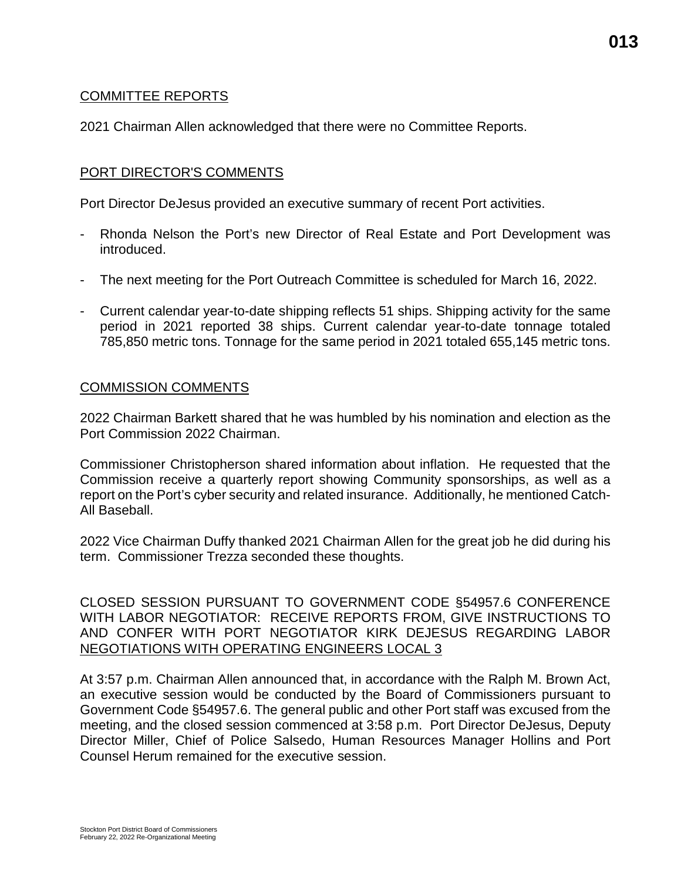## COMMITTEE REPORTS

2021 Chairman Allen acknowledged that there were no Committee Reports.

## PORT DIRECTOR'S COMMENTS

Port Director DeJesus provided an executive summary of recent Port activities.

- Rhonda Nelson the Port's new Director of Real Estate and Port Development was introduced.
- The next meeting for the Port Outreach Committee is scheduled for March 16, 2022.
- Current calendar year-to-date shipping reflects 51 ships. Shipping activity for the same period in 2021 reported 38 ships. Current calendar year-to-date tonnage totaled 785,850 metric tons. Tonnage for the same period in 2021 totaled 655,145 metric tons.

## COMMISSION COMMENTS

2022 Chairman Barkett shared that he was humbled by his nomination and election as the Port Commission 2022 Chairman.

Commissioner Christopherson shared information about inflation. He requested that the Commission receive a quarterly report showing Community sponsorships, as well as a report on the Port's cyber security and related insurance. Additionally, he mentioned Catch-All Baseball.

2022 Vice Chairman Duffy thanked 2021 Chairman Allen for the great job he did during his term. Commissioner Trezza seconded these thoughts.

## CLOSED SESSION PURSUANT TO GOVERNMENT CODE §54957.6 CONFERENCE WITH LABOR NEGOTIATOR: RECEIVE REPORTS FROM, GIVE INSTRUCTIONS TO AND CONFER WITH PORT NEGOTIATOR KIRK DEJESUS REGARDING LABOR NEGOTIATIONS WITH OPERATING ENGINEERS LOCAL 3

At 3:57 p.m. Chairman Allen announced that, in accordance with the Ralph M. Brown Act, an executive session would be conducted by the Board of Commissioners pursuant to Government Code §54957.6. The general public and other Port staff was excused from the meeting, and the closed session commenced at 3:58 p.m. Port Director DeJesus, Deputy Director Miller, Chief of Police Salsedo, Human Resources Manager Hollins and Port Counsel Herum remained for the executive session.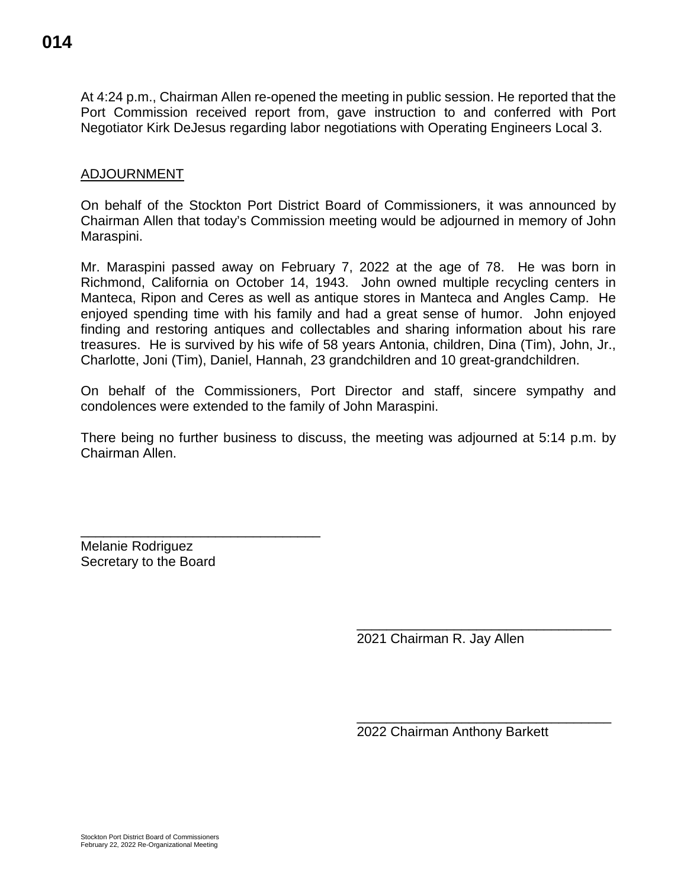At 4:24 p.m., Chairman Allen re-opened the meeting in public session. He reported that the Port Commission received report from, gave instruction to and conferred with Port Negotiator Kirk DeJesus regarding labor negotiations with Operating Engineers Local 3.

## ADJOURNMENT

On behalf of the Stockton Port District Board of Commissioners, it was announced by Chairman Allen that today's Commission meeting would be adjourned in memory of John Maraspini.

Mr. Maraspini passed away on February 7, 2022 at the age of 78. He was born in Richmond, California on October 14, 1943. John owned multiple recycling centers in Manteca, Ripon and Ceres as well as antique stores in Manteca and Angles Camp. He enjoyed spending time with his family and had a great sense of humor. John enjoyed finding and restoring antiques and collectables and sharing information about his rare treasures. He is survived by his wife of 58 years Antonia, children, Dina (Tim), John, Jr., Charlotte, Joni (Tim), Daniel, Hannah, 23 grandchildren and 10 great-grandchildren.

On behalf of the Commissioners, Port Director and staff, sincere sympathy and condolences were extended to the family of John Maraspini.

There being no further business to discuss, the meeting was adjourned at 5:14 p.m. by Chairman Allen.

_________________________________
Melanie Rodriguez
Secretary to the Board

_________________________________
2021 Chairman R. Jay Allen

_________________________________
2022 Chairman Anthony Barkett